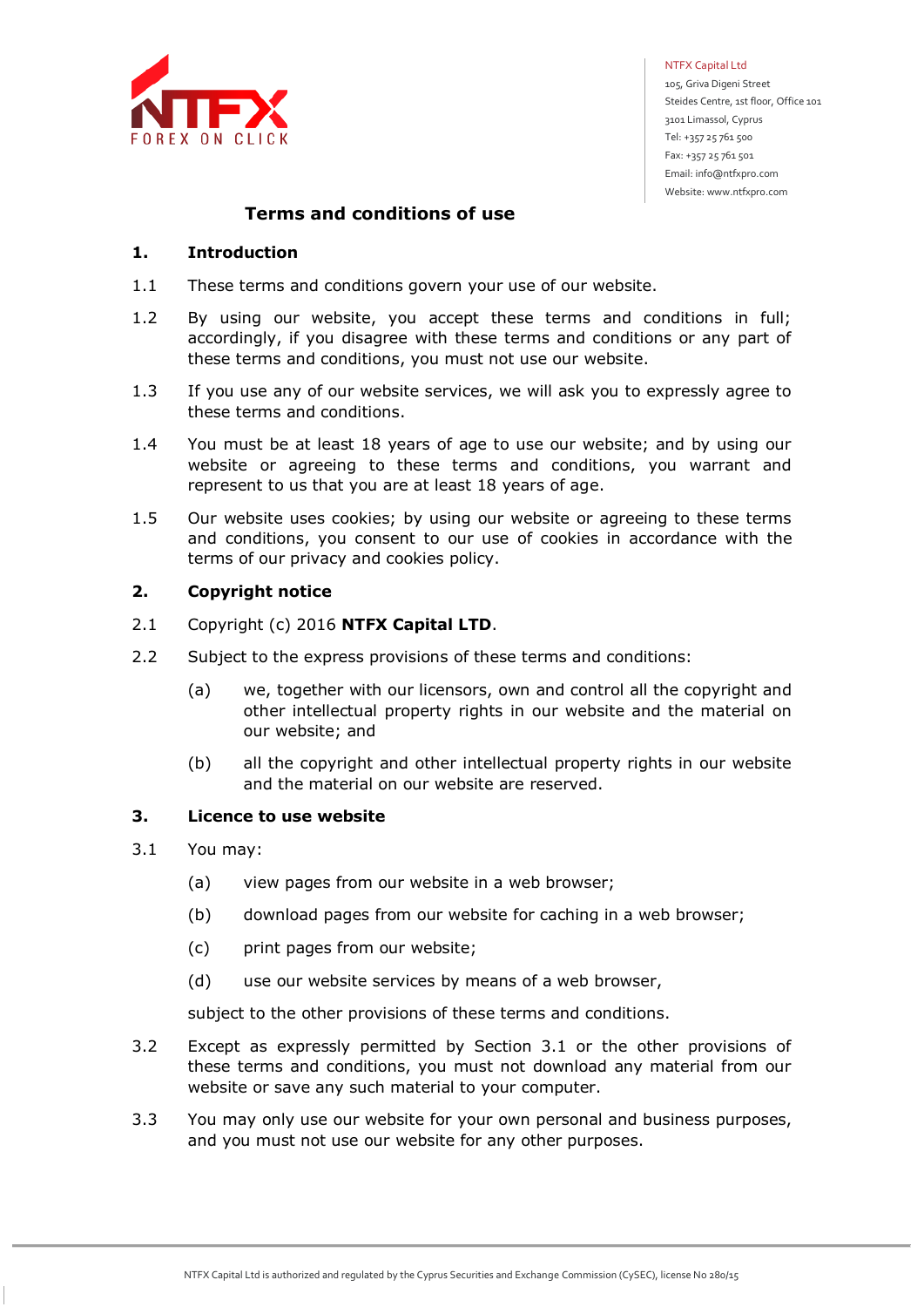NTFX Capital Ltd
105, Griva Digeni Street
Steides Centre, 1st floor, Office 101
3101 Limassol, Cyprus
Tel: +357 25 761 500
Fax: +357 25 761 501
Email: info@ntfxpro.com
Website: www.ntfxpro.com

# Terms and conditions of use

## 1. Introduction

1.1 These terms and conditions govern your use of our website.

1.2 By using our website, you accept these terms and conditions in full; accordingly, if you disagree with these terms and conditions or any part of these terms and conditions, you must not use our website.

1.3 If you use any of our website services, we will ask you to expressly agree to these terms and conditions.

1.4 You must be at least 18 years of age to use our website; and by using our website or agreeing to these terms and conditions, you warrant and represent to us that you are at least 18 years of age.

1.5 Our website uses cookies; by using our website or agreeing to these terms and conditions, you consent to our use of cookies in accordance with the terms of our privacy and cookies policy.

## 2. Copyright notice

2.1 Copyright (c) 2016 **NTFX Capital LTD**.

2.2 Subject to the express provisions of these terms and conditions:

(a) we, together with our licensors, own and control all the copyright and other intellectual property rights in our website and the material on our website; and

(b) all the copyright and other intellectual property rights in our website and the material on our website are reserved.

## 3. Licence to use website

3.1 You may:

(a) view pages from our website in a web browser;

(b) download pages from our website for caching in a web browser;

(c) print pages from our website;

(d) use our website services by means of a web browser,

subject to the other provisions of these terms and conditions.

3.2 Except as expressly permitted by Section 3.1 or the other provisions of these terms and conditions, you must not download any material from our website or save any such material to your computer.

3.3 You may only use our website for your own personal and business purposes, and you must not use our website for any other purposes.

NTFX Capital Ltd is authorized and regulated by the Cyprus Securities and Exchange Commission (CySEC), license No 280/15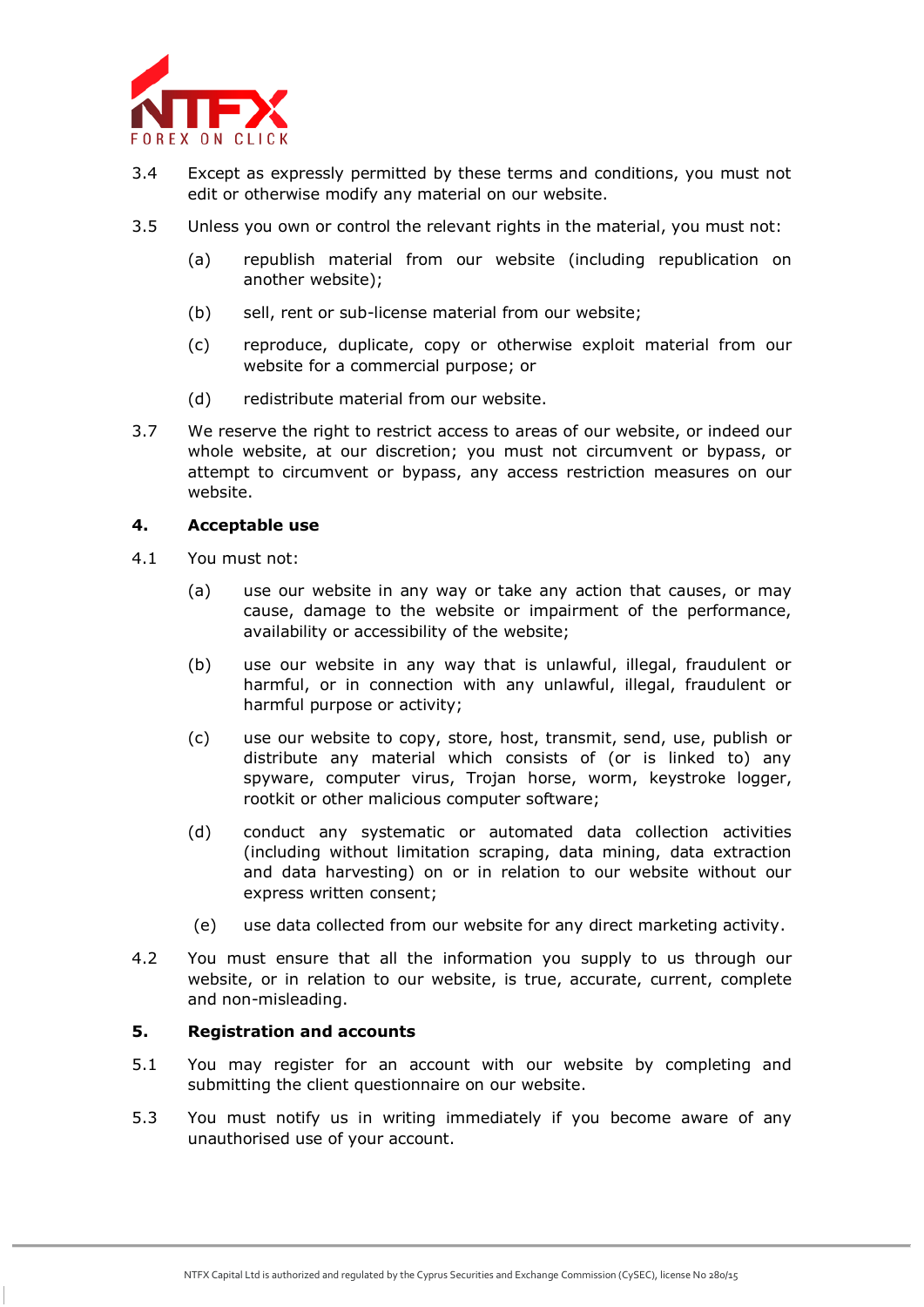3.4 Except as expressly permitted by these terms and conditions, you must not edit or otherwise modify any material on our website.

3.5 Unless you own or control the relevant rights in the material, you must not:

(a) republish material from our website (including republication on another website);

(b) sell, rent or sub-license material from our website;

(c) reproduce, duplicate, copy or otherwise exploit material from our website for a commercial purpose; or

(d) redistribute material from our website.

3.7 We reserve the right to restrict access to areas of our website, or indeed our whole website, at our discretion; you must not circumvent or bypass, or attempt to circumvent or bypass, any access restriction measures on our website.

**4. Acceptable use**

4.1 You must not:

(a) use our website in any way or take any action that causes, or may cause, damage to the website or impairment of the performance, availability or accessibility of the website;

(b) use our website in any way that is unlawful, illegal, fraudulent or harmful, or in connection with any unlawful, illegal, fraudulent or harmful purpose or activity;

(c) use our website to copy, store, host, transmit, send, use, publish or distribute any material which consists of (or is linked to) any spyware, computer virus, Trojan horse, worm, keystroke logger, rootkit or other malicious computer software;

(d) conduct any systematic or automated data collection activities (including without limitation scraping, data mining, data extraction and data harvesting) on or in relation to our website without our express written consent;

(e) use data collected from our website for any direct marketing activity.

4.2 You must ensure that all the information you supply to us through our website, or in relation to our website, is true, accurate, current, complete and non-misleading.

**5. Registration and accounts**

5.1 You may register for an account with our website by completing and submitting the client questionnaire on our website.

5.3 You must notify us in writing immediately if you become aware of any unauthorised use of your account.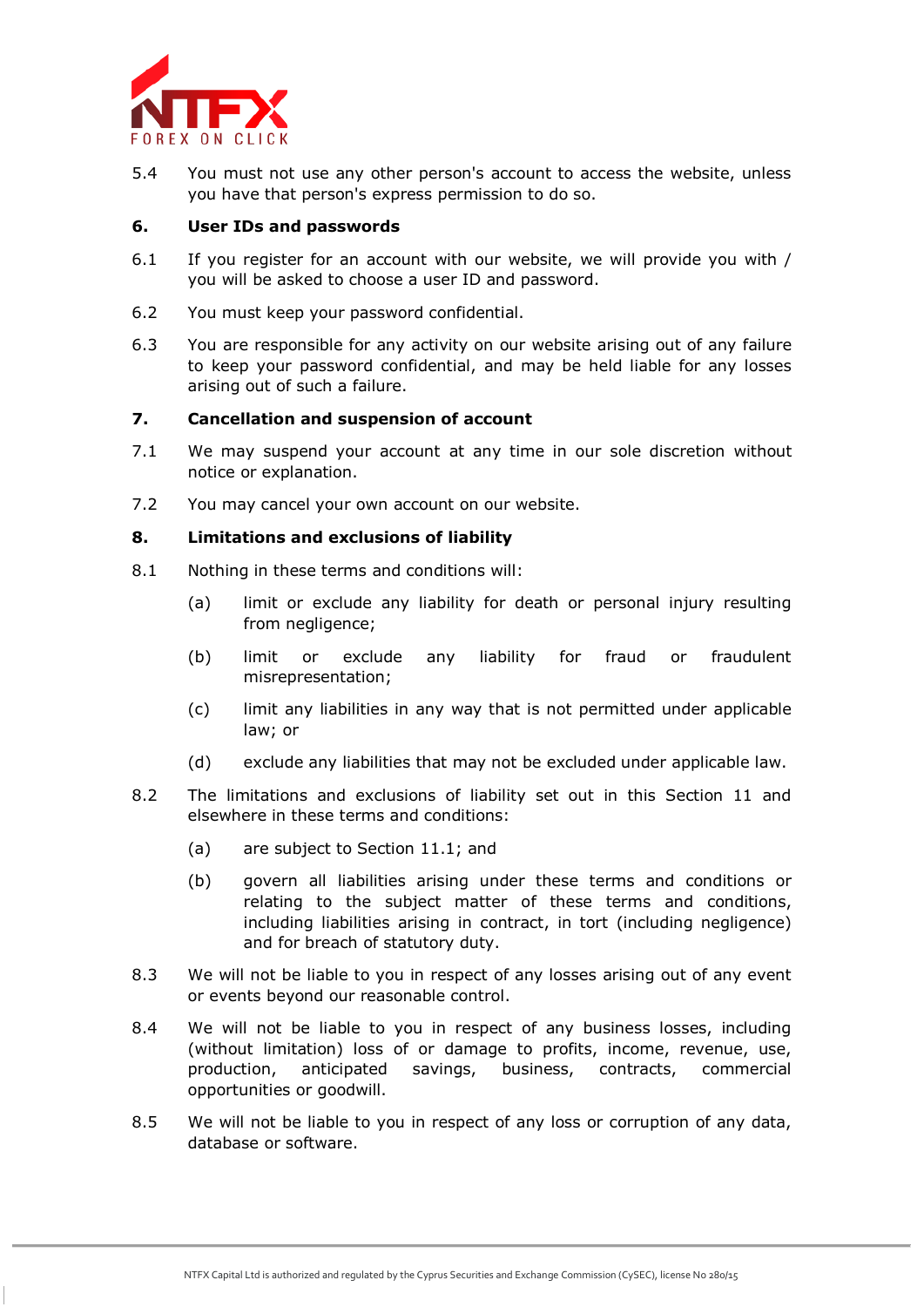5.4 You must not use any other person's account to access the website, unless you have that person's express permission to do so.

**6. User IDs and passwords**

6.1 If you register for an account with our website, we will provide you with / you will be asked to choose a user ID and password.

6.2 You must keep your password confidential.

6.3 You are responsible for any activity on our website arising out of any failure to keep your password confidential, and may be held liable for any losses arising out of such a failure.

**7. Cancellation and suspension of account**

7.1 We may suspend your account at any time in our sole discretion without notice or explanation.

7.2 You may cancel your own account on our website.

**8. Limitations and exclusions of liability**

8.1 Nothing in these terms and conditions will:

(a) limit or exclude any liability for death or personal injury resulting from negligence;

(b) limit or exclude any liability for fraud or fraudulent misrepresentation;

(c) limit any liabilities in any way that is not permitted under applicable law; or

(d) exclude any liabilities that may not be excluded under applicable law.

8.2 The limitations and exclusions of liability set out in this Section 11 and elsewhere in these terms and conditions:

(a) are subject to Section 11.1; and

(b) govern all liabilities arising under these terms and conditions or relating to the subject matter of these terms and conditions, including liabilities arising in contract, in tort (including negligence) and for breach of statutory duty.

8.3 We will not be liable to you in respect of any losses arising out of any event or events beyond our reasonable control.

8.4 We will not be liable to you in respect of any business losses, including (without limitation) loss of or damage to profits, income, revenue, use, production, anticipated savings, business, contracts, commercial opportunities or goodwill.

8.5 We will not be liable to you in respect of any loss or corruption of any data, database or software.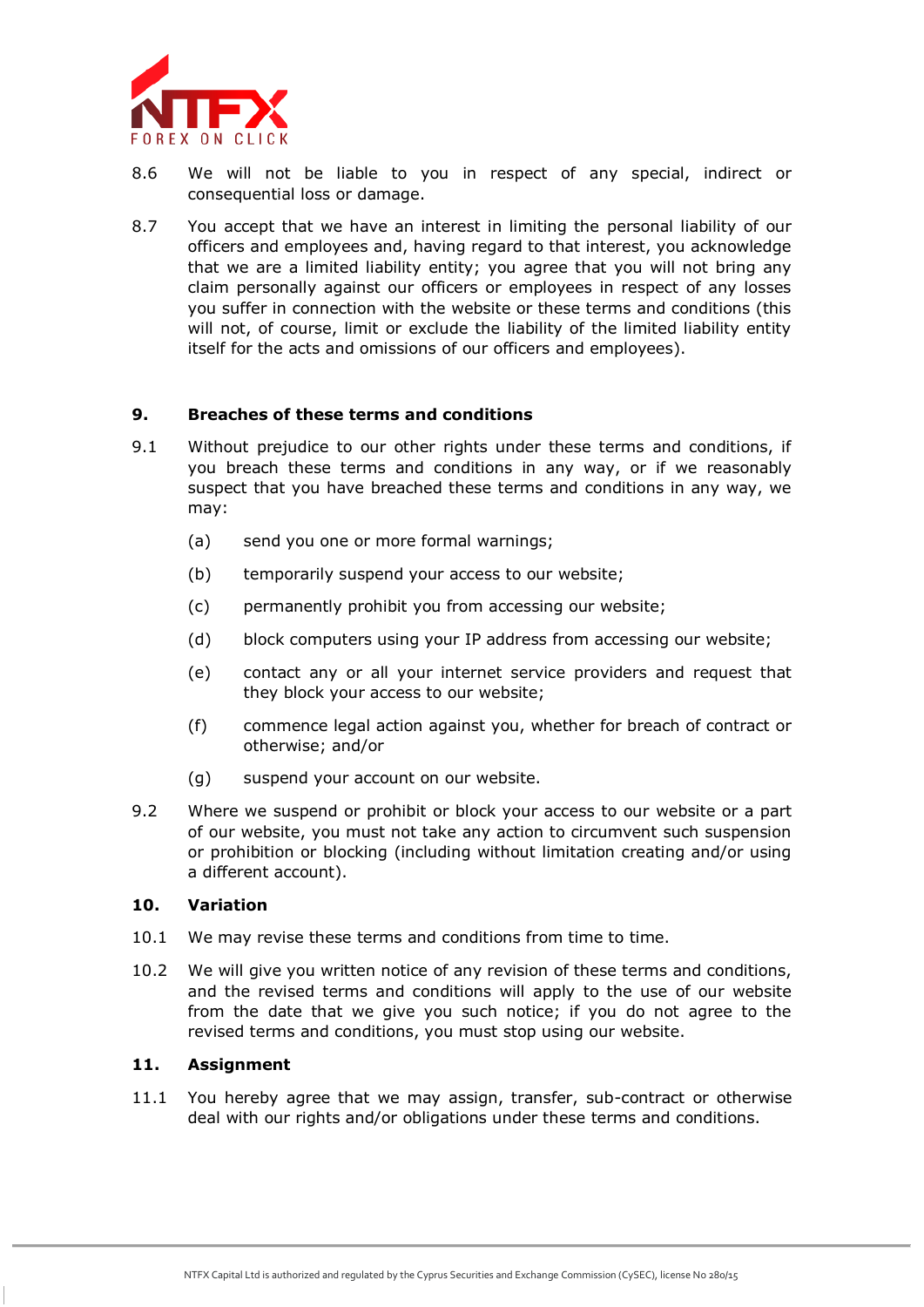8.6 We will not be liable to you in respect of any special, indirect or consequential loss or damage.

8.7 You accept that we have an interest in limiting the personal liability of our officers and employees and, having regard to that interest, you acknowledge that we are a limited liability entity; you agree that you will not bring any claim personally against our officers or employees in respect of any losses you suffer in connection with the website or these terms and conditions (this will not, of course, limit or exclude the liability of the limited liability entity itself for the acts and omissions of our officers and employees).

## 9. Breaches of these terms and conditions

9.1 Without prejudice to our other rights under these terms and conditions, if you breach these terms and conditions in any way, or if we reasonably suspect that you have breached these terms and conditions in any way, we may:

(a) send you one or more formal warnings;

(b) temporarily suspend your access to our website;

(c) permanently prohibit you from accessing our website;

(d) block computers using your IP address from accessing our website;

(e) contact any or all your internet service providers and request that they block your access to our website;

(f) commence legal action against you, whether for breach of contract or otherwise; and/or

(g) suspend your account on our website.

9.2 Where we suspend or prohibit or block your access to our website or a part of our website, you must not take any action to circumvent such suspension or prohibition or blocking (including without limitation creating and/or using a different account).

## 10. Variation

10.1 We may revise these terms and conditions from time to time.

10.2 We will give you written notice of any revision of these terms and conditions, and the revised terms and conditions will apply to the use of our website from the date that we give you such notice; if you do not agree to the revised terms and conditions, you must stop using our website.

## 11. Assignment

11.1 You hereby agree that we may assign, transfer, sub-contract or otherwise deal with our rights and/or obligations under these terms and conditions.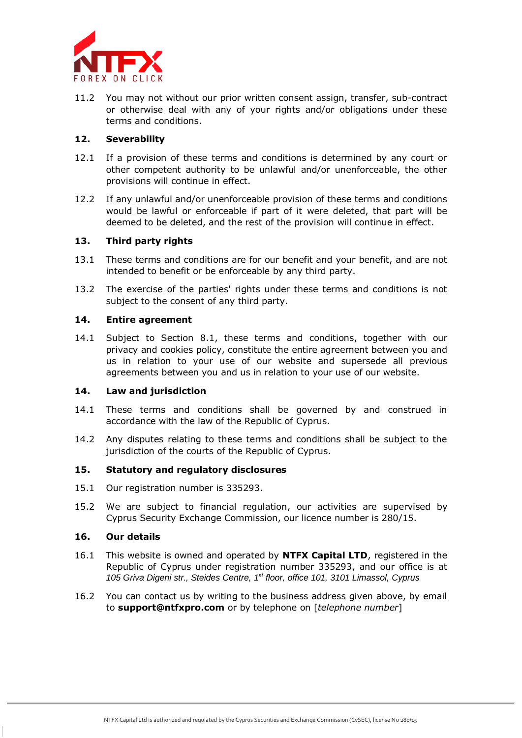11.2 You may not without our prior written consent assign, transfer, sub-contract or otherwise deal with any of your rights and/or obligations under these terms and conditions.

## 12. Severability

12.1 If a provision of these terms and conditions is determined by any court or other competent authority to be unlawful and/or unenforceable, the other provisions will continue in effect.

12.2 If any unlawful and/or unenforceable provision of these terms and conditions would be lawful or enforceable if part of it were deleted, that part will be deemed to be deleted, and the rest of the provision will continue in effect.

## 13. Third party rights

13.1 These terms and conditions are for our benefit and your benefit, and are not intended to benefit or be enforceable by any third party.

13.2 The exercise of the parties' rights under these terms and conditions is not subject to the consent of any third party.

## 14. Entire agreement

14.1 Subject to Section 8.1, these terms and conditions, together with our privacy and cookies policy, constitute the entire agreement between you and us in relation to your use of our website and supersede all previous agreements between you and us in relation to your use of our website.

## 14. Law and jurisdiction

14.1 These terms and conditions shall be governed by and construed in accordance with the law of the Republic of Cyprus.

14.2 Any disputes relating to these terms and conditions shall be subject to the jurisdiction of the courts of the Republic of Cyprus.

## 15. Statutory and regulatory disclosures

15.1 Our registration number is 335293.

15.2 We are subject to financial regulation, our activities are supervised by Cyprus Security Exchange Commission, our licence number is 280/15.

## 16. Our details

16.1 This website is owned and operated by **NTFX Capital LTD**, registered in the Republic of Cyprus under registration number 335293, and our office is at *105 Griva Digeni str., Steides Centre, 1st floor, office 101, 3101 Limassol, Cyprus*

16.2 You can contact us by writing to the business address given above, by email to **support@ntfxpro.com** or by telephone on [*telephone number*]

NTFX Capital Ltd is authorized and regulated by the Cyprus Securities and Exchange Commission (CySEC), license No 280/15